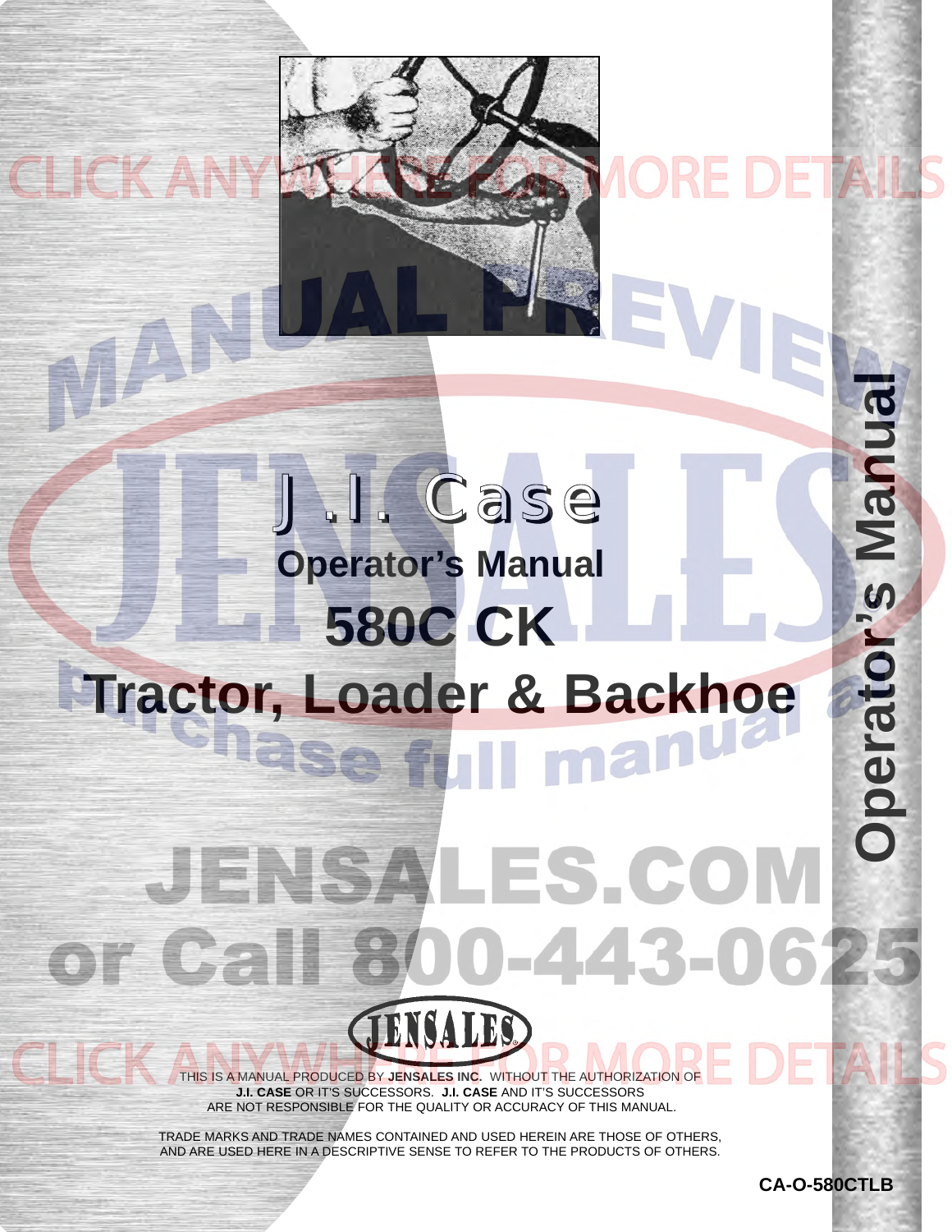# J.I. Case

## Operator's Manual

## 580C CK

## Tractor, Loader & Backhoe

Operator's Manual

THIS IS A MANUAL PRODUCED BY **JENSALES INC.** WITHOUT THE AUTHORIZATION OF **J.I. CASE** OR IT'S SUCCESSORS. **J.I. CASE** AND IT'S SUCCESSORS ARE NOT RESPONSIBLE FOR THE QUALITY OR ACCURACY OF THIS MANUAL.

TRADE MARKS AND TRADE NAMES CONTAINED AND USED HEREIN ARE THOSE OF OTHERS, AND ARE USED HERE IN A DESCRIPTIVE SENSE TO REFER TO THE PRODUCTS OF OTHERS.

**CA-O-580CTLB**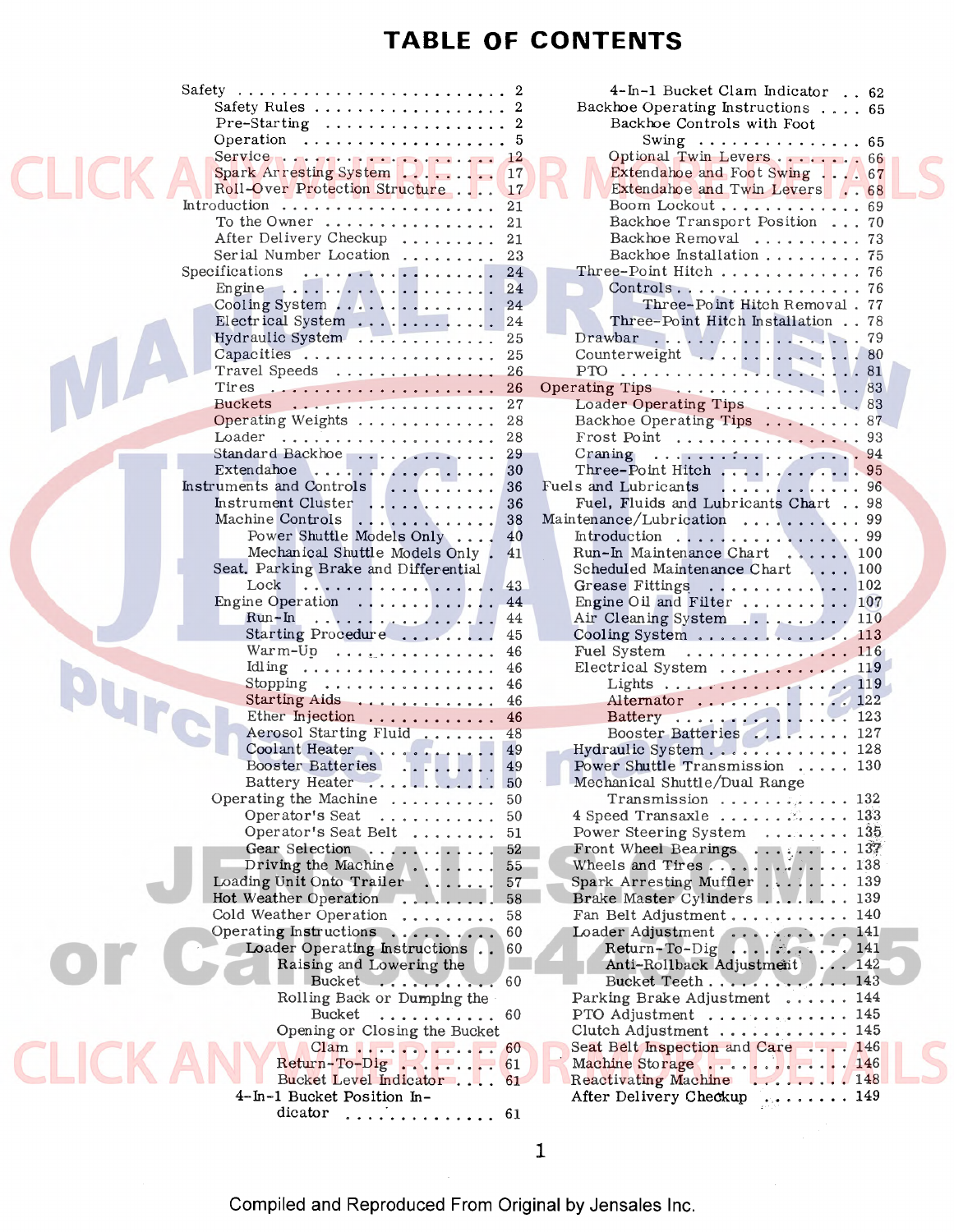# TABLE OF CONTENTS

- Safety . . . . . . . . . . 2
  - Safety Rules . . . . . . . . . . 2
  - Pre-Starting . . . . . . . . . . 2
  - Operation . . . . . . . . . . 5
  - Service . . . . . . . . . . 12
  - Spark Arresting System . . . . . . . . . . 17
  - Roll-Over Protection Structure . . . . 17
- Introduction . . . . . . . . . . 21
  - To the Owner . . . . . . . . . . 21
  - After Delivery Checkup . . . . . . . . . . 21
  - Serial Number Location . . . . . . . . . . 23
- Specifications . . . . . . . . . . 24
  - Engine . . . . . . . . . . 24
  - Cooling System . . . . . . . . . . 24
  - Electrical System . . . . . . . . . . 24
  - Hydraulic System . . . . . . . . . . 25
  - Capacities . . . . . . . . . . 25
  - Travel Speeds . . . . . . . . . . 26
  - Tires . . . . . . . . . . 26
  - Buckets . . . . . . . . . . 27
  - Operating Weights . . . . . . . . . . 28
  - Loader . . . . . . . . . . 28
  - Standard Backhoe . . . . . . . . . . 29
  - Extendahoe . . . . . . . . . . 30
- Instruments and Controls . . . . . . . . . . 36
  - Instrument Cluster . . . . . . . . . . 36
  - Machine Controls . . . . . . . . . . 38
    - Power Shuttle Models Only . . . . 40
    - Mechanical Shuttle Models Only . 41
- Seat, Parking Brake and Differential Lock . . . . . . . . . . 43
- Engine Operation . . . . . . . . . . 44
  - Run-In . . . . . . . . . . 44
  - Starting Procedure . . . . . . . . . . 45
  - Warm-Up . . . . . . . . . . 46
  - Idling . . . . . . . . . . 46
  - Stopping . . . . . . . . . . 46
  - Starting Aids . . . . . . . . . . 46
  - Ether Injection . . . . . . . . . . 46
  - Aerosol Starting Fluid . . . . . . . . . . 48
  - Coolant Heater . . . . . . . . . . 49
  - Booster Batteries . . . . . . . . . . 49
  - Battery Heater . . . . . . . . . . 50
- Operating the Machine . . . . . . . . . . 50
  - Operator's Seat . . . . . . . . . . 50
  - Operator's Seat Belt . . . . . . . . . . 51
  - Gear Selection . . . . . . . . . . 52
  - Driving the Machine . . . . . . . . . . 55
- Loading Unit Onto Trailer . . . . . . . . . . 57
- Hot Weather Operation . . . . . . . . . . 58
- Cold Weather Operation . . . . . . . . . . 58
- Operating Instructions . . . . . . . . . . 60
  - Loader Operating Instructions . . 60
    - Raising and Lowering the Bucket . . . . . . . . . . 60
    - Rolling Back or Dumping the Bucket . . . . . . . . . . 60
    - Opening or Closing the Bucket Clam . . . . . . . . . . 60
    - Return-To-Dig . . . . . . . . . . 61
    - Bucket Level Indicator . . . . 61
  - 4-In-1 Bucket Position Indicator . . . . . . . . . . 61
    - 4-In-1 Bucket Clam Indicator . . 62
  - Backhoe Operating Instructions . . . . 65
    - Backhoe Controls with Foot Swing . . . . . . . . . . 65
    - Optional Twin Levers . . . . . . . . . . 66
    - Extendahoe and Foot Swing . . . 67
    - Extendahoe and Twin Levers . . . 68
    - Boom Lockout . . . . . . . . . . 69
    - Backhoe Transport Position . . . 70
    - Backhoe Removal . . . . . . . . . . 73
    - Backhoe Installation . . . . . . . . . . 75
  - Three-Point Hitch . . . . . . . . . . 76
    - Controls . . . . . . . . . . 76
      - Three-Point Hitch Removal . 77
    - Three-Point Hitch Installation . . 78
  - Drawbar . . . . . . . . . . 79
  - Counterweight . . . . . . . . . . 80
  - PTO . . . . . . . . . . 81
- Operating Tips . . . . . . . . . . 83
  - Loader Operating Tips . . . . . . . . . . 83
  - Backhoe Operating Tips . . . . . . . . . . 87
  - Frost Point . . . . . . . . . . 93
  - Craning . . . . . . . . . . 94
  - Three-Point Hitch . . . . . . . . . . 95
- Fuels and Lubricants . . . . . . . . . . 96
  - Fuel, Fluids and Lubricants Chart . . 98
- Maintenance/Lubrication . . . . . . . . . . 99
  - Introduction . . . . . . . . . . 99
  - Run-In Maintenance Chart . . . . . 100
  - Scheduled Maintenance Chart . . . 100
  - Grease Fittings . . . . . . . . . . 102
  - Engine Oil and Filter . . . . . . . . . . 107
  - Air Cleaning System . . . . . . . . . . 110
  - Cooling System . . . . . . . . . . 113
  - Fuel System . . . . . . . . . . 116
  - Electrical System . . . . . . . . . . 119
    - Lights . . . . . . . . . . 119
    - Alternator . . . . . . . . . . 122
    - Battery . . . . . . . . . . 123
    - Booster Batteries . . . . . . . . . . 127
  - Hydraulic System . . . . . . . . . . 128
  - Power Shuttle Transmission . . . . . 130
  - Mechanical Shuttle/Dual Range Transmission . . . . . . . . . . 132
  - 4 Speed Transaxle . . . . . . . . . . 133
  - Power Steering System . . . . . . . . . . 135
  - Front Wheel Bearings . . . . . . . . . . 137
  - Wheels and Tires . . . . . . . . . . 138
  - Spark Arresting Muffler . . . . . . . . . . 139
  - Brake Master Cylinders . . . . . . . . . . 139
  - Fan Belt Adjustment . . . . . . . . . . 140
  - Loader Adjustment . . . . . . . . . . 141
    - Return-To-Dig . . . . . . . . . . 141
    - Anti-Rollback Adjustment . . . 142
    - Bucket Teeth . . . . . . . . . . 143
  - Parking Brake Adjustment . . . . . . 144
  - PTO Adjustment . . . . . . . . . . 145
  - Clutch Adjustment . . . . . . . . . . 145
  - Seat Belt Inspection and Care . . . 146
  - Machine Storage . . . . . . . . . . 146
  - Reactivating Machine . . . . . . . . . . 148
  - After Delivery Checkup . . . . . . . . . . 149

Compiled and Reproduced From Original by Jensales Inc.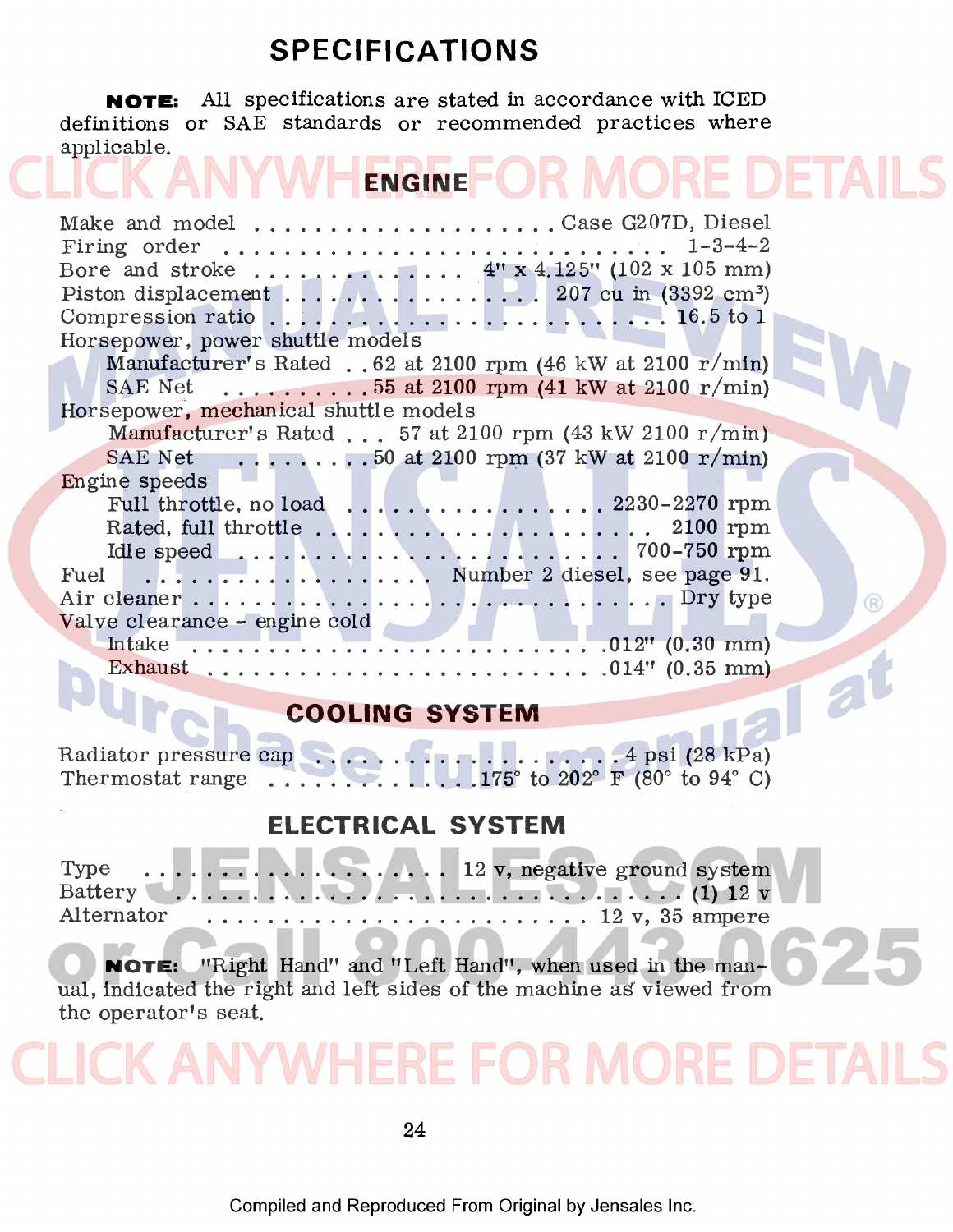# SPECIFICATIONS

**NOTE:** All specifications are stated in accordance with ICED definitions or SAE standards or recommended practices where applicable.

## ENGINE

| | |
|---|---|
| Make and model | Case G207D, Diesel |
| Firing order | 1-3-4-2 |
| Bore and stroke | 4" x 4.125" (102 x 105 mm) |
| Piston displacement | 207 cu in (3392 cm³) |
| Compression ratio | 16.5 to 1 |
| Horsepower, power shuttle models | |
| Manufacturer's Rated | 62 at 2100 rpm (46 kW at 2100 r/min) |
| SAE Net | 55 at 2100 rpm (41 kW at 2100 r/min) |
| Horsepower, mechanical shuttle models | |
| Manufacturer's Rated | 57 at 2100 rpm (43 kW 2100 r/min) |
| SAE Net | 50 at 2100 rpm (37 kW at 2100 r/min) |
| Engine speeds | |
| Full throttle, no load | 2230-2270 rpm |
| Rated, full throttle | 2100 rpm |
| Idle speed | 700-750 rpm |
| Fuel | Number 2 diesel, see page 91. |
| Air cleaner | Dry type |
| Valve clearance - engine cold | |
| Intake | .012" (0.30 mm) |
| Exhaust | .014" (0.35 mm) |

## COOLING SYSTEM

| | |
|---|---|
| Radiator pressure cap | 4 psi (28 kPa) |
| Thermostat range | 175° to 202° F (80° to 94° C) |

## ELECTRICAL SYSTEM

| | |
|---|---|
| Type | 12 v, negative ground system |
| Battery | (1) 12 v |
| Alternator | 12 v, 35 ampere |

**NOTE:** "Right Hand" and "Left Hand", when used in the manual, indicated the right and left sides of the machine as viewed from the operator's seat.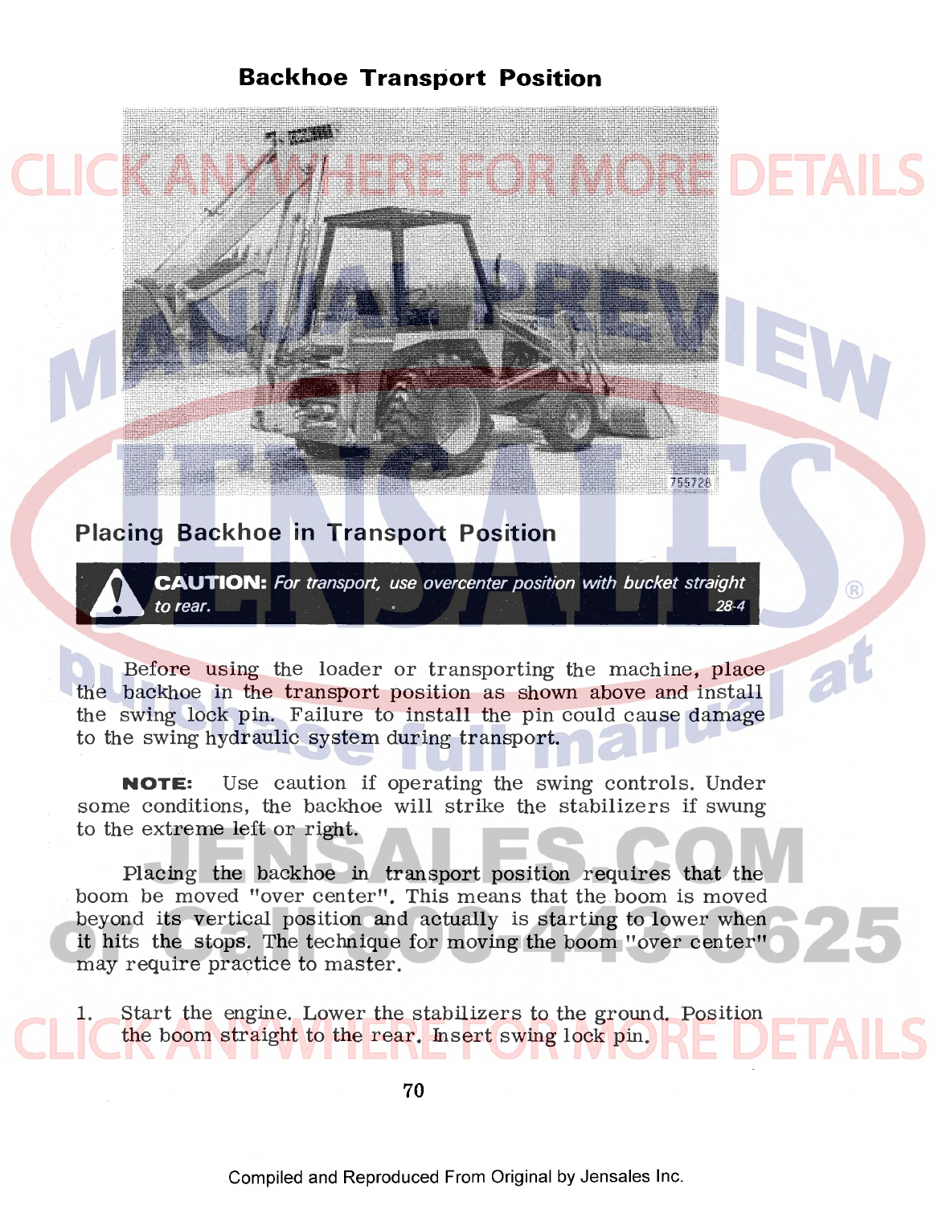## Backhoe Transport Position

## Placing Backhoe in Transport Position

**CAUTION:** *For transport, use overcenter position with bucket straight to rear.* *28-4*

Before using the loader or transporting the machine, place the backhoe in the transport position as shown above and install the swing lock pin. Failure to install the pin could cause damage to the swing hydraulic system during transport.

**NOTE:** Use caution if operating the swing controls. Under some conditions, the backhoe will strike the stabilizers if swung to the extreme left or right.

Placing the backhoe in transport position requires that the boom be moved "over center". This means that the boom is moved beyond its vertical position and actually is starting to lower when it hits the stops. The technique for moving the boom "over center" may require practice to master.

1. Start the engine. Lower the stabilizers to the ground. Position the boom straight to the rear. Insert swing lock pin.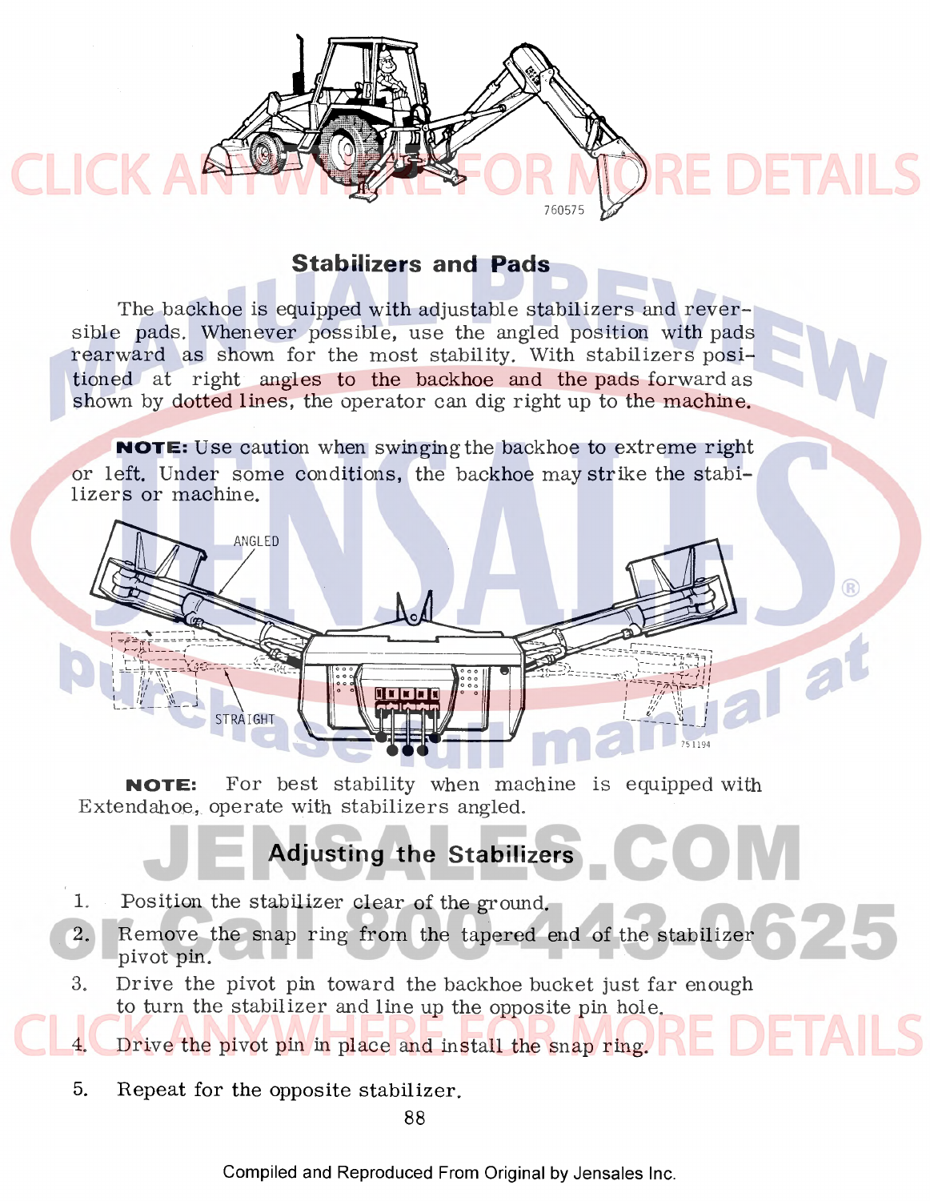## Stabilizers and Pads

The backhoe is equipped with adjustable stabilizers and reversible pads. Whenever possible, use the angled position with pads rearward as shown for the most stability. With stabilizers positioned at right angles to the backhoe and the pads forward as shown by dotted lines, the operator can dig right up to the machine.

**NOTE:** Use caution when swinging the backhoe to extreme right or left. Under some conditions, the backhoe may strike the stabilizers or machine.

**NOTE:** For best stability when machine is equipped with Extendahoe, operate with stabilizers angled.

## Adjusting the Stabilizers

1. Position the stabilizer clear of the ground.
2. Remove the snap ring from the tapered end of the stabilizer pivot pin.
3. Drive the pivot pin toward the backhoe bucket just far enough to turn the stabilizer and line up the opposite pin hole.
4. Drive the pivot pin in place and install the snap ring.
5. Repeat for the opposite stabilizer.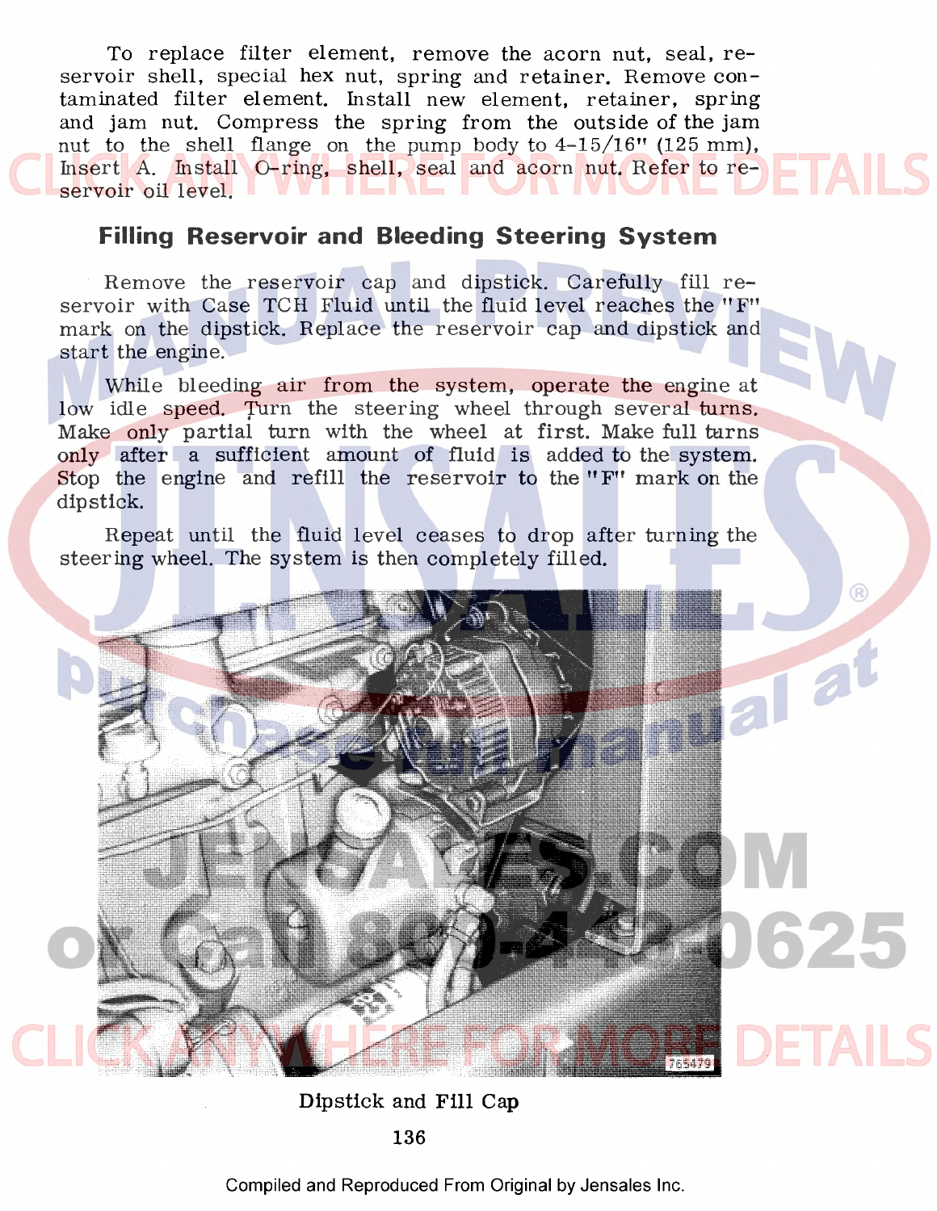To replace filter element, remove the acorn nut, seal, reservoir shell, special hex nut, spring and retainer. Remove contaminated filter element. Install new element, retainer, spring and jam nut. Compress the spring from the outside of the jam nut to the shell flange on the pump body to 4-15/16" (125 mm), Insert A. Install O-ring, shell, seal and acorn nut. Refer to reservoir oil level.

## Filling Reservoir and Bleeding Steering System

Remove the reservoir cap and dipstick. Carefully fill reservoir with Case TCH Fluid until the fluid level reaches the "F" mark on the dipstick. Replace the reservoir cap and dipstick and start the engine.

While bleeding air from the system, operate the engine at low idle speed. Turn the steering wheel through several turns. Make only partial turn with the wheel at first. Make full turns only after a sufficient amount of fluid is added to the system. Stop the engine and refill the reservoir to the "F" mark on the dipstick.

Repeat until the fluid level ceases to drop after turning the steering wheel. The system is then completely filled.

765479

Dipstick and Fill Cap